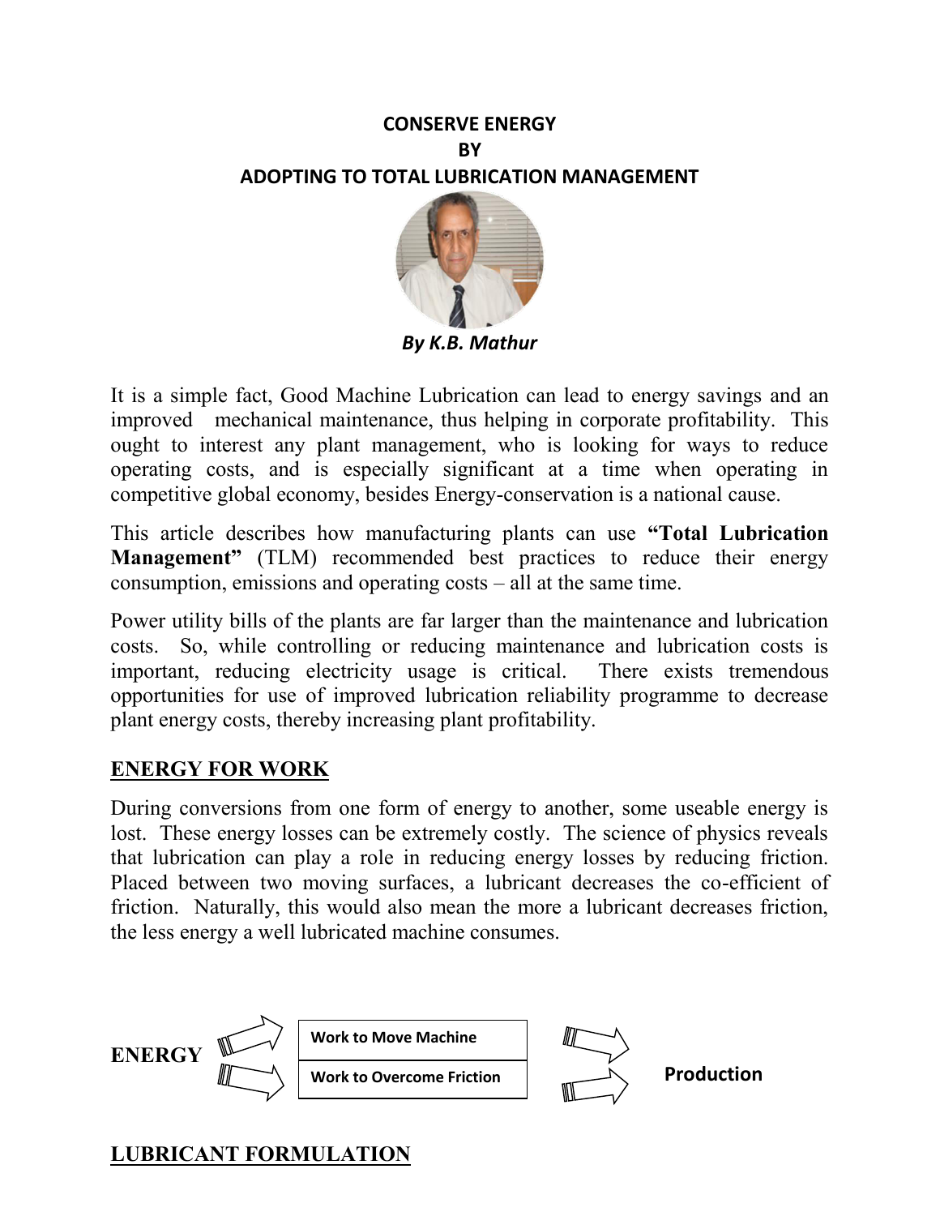# CONSERVE ENERGY BY ADOPTING TO TOTAL LUBRICATION MANAGEMENT

***By K.B. Mathur***

It is a simple fact, Good Machine Lubrication can lead to energy savings and an improved mechanical maintenance, thus helping in corporate profitability. This ought to interest any plant management, who is looking for ways to reduce operating costs, and is especially significant at a time when operating in competitive global economy, besides Energy-conservation is a national cause.

This article describes how manufacturing plants can use **"Total Lubrication Management"** (TLM) recommended best practices to reduce their energy consumption, emissions and operating costs – all at the same time.

Power utility bills of the plants are far larger than the maintenance and lubrication costs. So, while controlling or reducing maintenance and lubrication costs is important, reducing electricity usage is critical. There exists tremendous opportunities for use of improved lubrication reliability programme to decrease plant energy costs, thereby increasing plant profitability.

## ENERGY FOR WORK

During conversions from one form of energy to another, some useable energy is lost. These energy losses can be extremely costly. The science of physics reveals that lubrication can play a role in reducing energy losses by reducing friction. Placed between two moving surfaces, a lubricant decreases the co-efficient of friction. Naturally, this would also mean the more a lubricant decreases friction, the less energy a well lubricated machine consumes.

**ENERGY** ⇒ **Work to Move Machine** / **Work to Overcome Friction** ⇒ **Production**

## LUBRICANT FORMULATION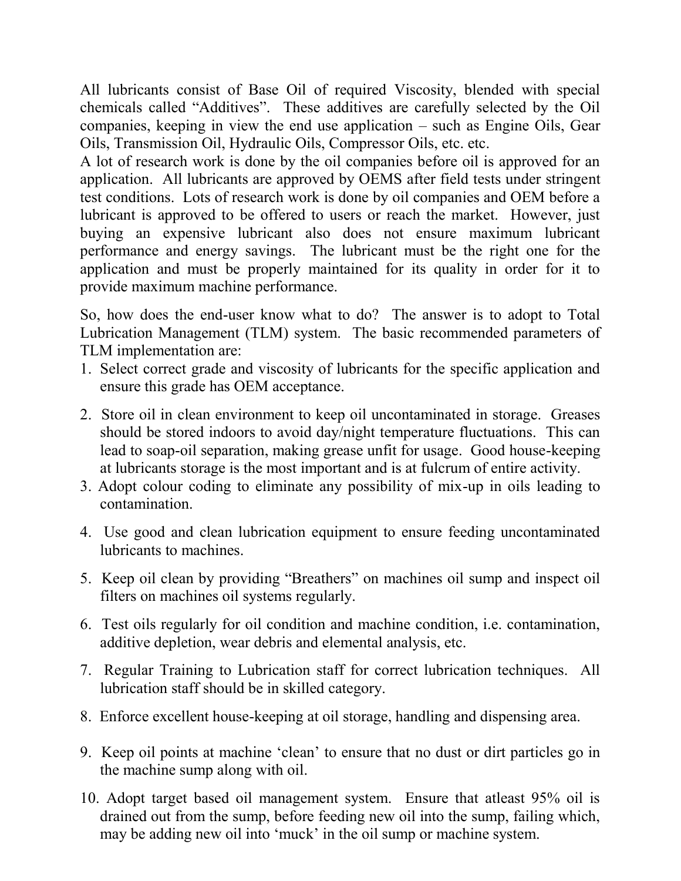All lubricants consist of Base Oil of required Viscosity, blended with special chemicals called "Additives". These additives are carefully selected by the Oil companies, keeping in view the end use application – such as Engine Oils, Gear Oils, Transmission Oil, Hydraulic Oils, Compressor Oils, etc. etc.

A lot of research work is done by the oil companies before oil is approved for an application. All lubricants are approved by OEMS after field tests under stringent test conditions. Lots of research work is done by oil companies and OEM before a lubricant is approved to be offered to users or reach the market. However, just buying an expensive lubricant also does not ensure maximum lubricant performance and energy savings. The lubricant must be the right one for the application and must be properly maintained for its quality in order for it to provide maximum machine performance.

So, how does the end-user know what to do? The answer is to adopt to Total Lubrication Management (TLM) system. The basic recommended parameters of TLM implementation are:

1. Select correct grade and viscosity of lubricants for the specific application and ensure this grade has OEM acceptance.
2. Store oil in clean environment to keep oil uncontaminated in storage. Greases should be stored indoors to avoid day/night temperature fluctuations. This can lead to soap-oil separation, making grease unfit for usage. Good house-keeping at lubricants storage is the most important and is at fulcrum of entire activity.
3. Adopt colour coding to eliminate any possibility of mix-up in oils leading to contamination.
4. Use good and clean lubrication equipment to ensure feeding uncontaminated lubricants to machines.
5. Keep oil clean by providing "Breathers" on machines oil sump and inspect oil filters on machines oil systems regularly.
6. Test oils regularly for oil condition and machine condition, i.e. contamination, additive depletion, wear debris and elemental analysis, etc.
7. Regular Training to Lubrication staff for correct lubrication techniques. All lubrication staff should be in skilled category.
8. Enforce excellent house-keeping at oil storage, handling and dispensing area.
9. Keep oil points at machine 'clean' to ensure that no dust or dirt particles go in the machine sump along with oil.
10. Adopt target based oil management system. Ensure that atleast 95% oil is drained out from the sump, before feeding new oil into the sump, failing which, may be adding new oil into 'muck' in the oil sump or machine system.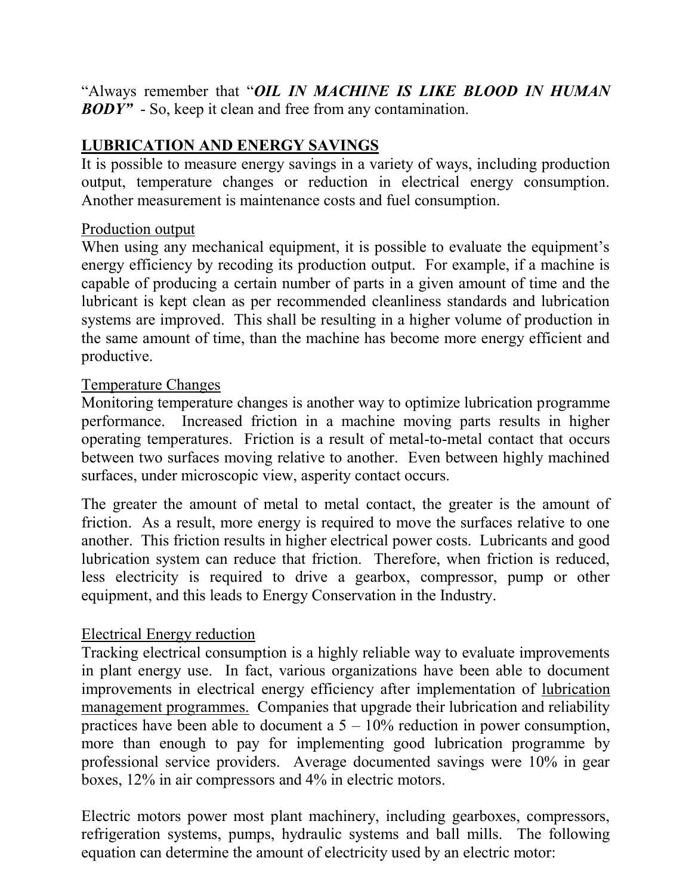"Always remember that "***OIL IN MACHINE IS LIKE BLOOD IN HUMAN BODY"*** - So, keep it clean and free from any contamination.

## LUBRICATION AND ENERGY SAVINGS

It is possible to measure energy savings in a variety of ways, including production output, temperature changes or reduction in electrical energy consumption. Another measurement is maintenance costs and fuel consumption.

### Production output

When using any mechanical equipment, it is possible to evaluate the equipment's energy efficiency by recoding its production output. For example, if a machine is capable of producing a certain number of parts in a given amount of time and the lubricant is kept clean as per recommended cleanliness standards and lubrication systems are improved. This shall be resulting in a higher volume of production in the same amount of time, than the machine has become more energy efficient and productive.

### Temperature Changes

Monitoring temperature changes is another way to optimize lubrication programme performance. Increased friction in a machine moving parts results in higher operating temperatures. Friction is a result of metal-to-metal contact that occurs between two surfaces moving relative to another. Even between highly machined surfaces, under microscopic view, asperity contact occurs.

The greater the amount of metal to metal contact, the greater is the amount of friction. As a result, more energy is required to move the surfaces relative to one another. This friction results in higher electrical power costs. Lubricants and good lubrication system can reduce that friction. Therefore, when friction is reduced, less electricity is required to drive a gearbox, compressor, pump or other equipment, and this leads to Energy Conservation in the Industry.

### Electrical Energy reduction

Tracking electrical consumption is a highly reliable way to evaluate improvements in plant energy use. In fact, various organizations have been able to document improvements in electrical energy efficiency after implementation of lubrication management programmes. Companies that upgrade their lubrication and reliability practices have been able to document a 5 – 10% reduction in power consumption, more than enough to pay for implementing good lubrication programme by professional service providers. Average documented savings were 10% in gear boxes, 12% in air compressors and 4% in electric motors.

Electric motors power most plant machinery, including gearboxes, compressors, refrigeration systems, pumps, hydraulic systems and ball mills. The following equation can determine the amount of electricity used by an electric motor: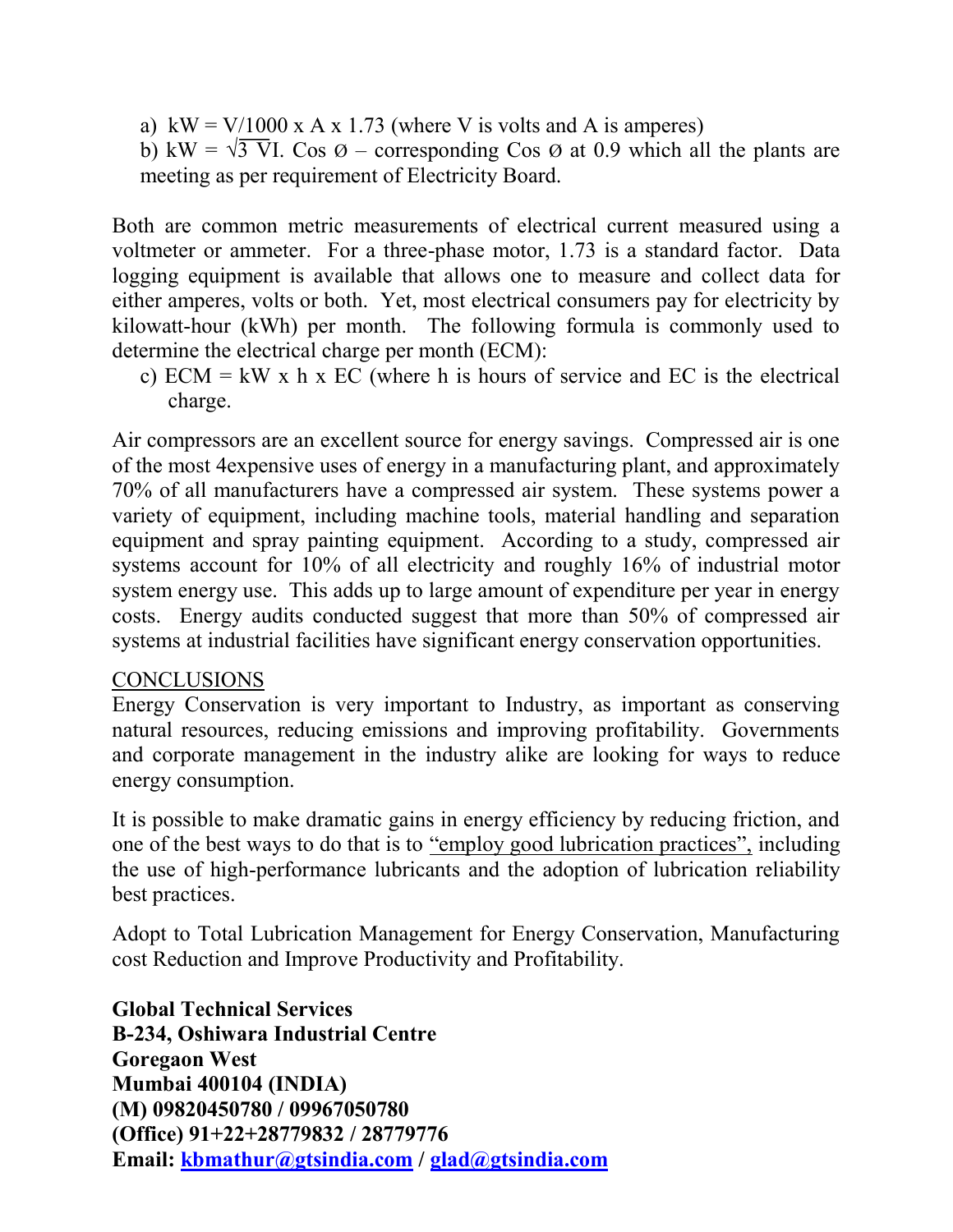a) kW = V/1000 x A x 1.73 (where V is volts and A is amperes)

b) kW = $\sqrt{3}$ VI. Cos Ø – corresponding Cos Ø at 0.9 which all the plants are meeting as per requirement of Electricity Board.

Both are common metric measurements of electrical current measured using a voltmeter or ammeter. For a three-phase motor, 1.73 is a standard factor. Data logging equipment is available that allows one to measure and collect data for either amperes, volts or both. Yet, most electrical consumers pay for electricity by kilowatt-hour (kWh) per month. The following formula is commonly used to determine the electrical charge per month (ECM):

c) ECM = kW x h x EC (where h is hours of service and EC is the electrical charge.

Air compressors are an excellent source for energy savings. Compressed air is one of the most 4expensive uses of energy in a manufacturing plant, and approximately 70% of all manufacturers have a compressed air system. These systems power a variety of equipment, including machine tools, material handling and separation equipment and spray painting equipment. According to a study, compressed air systems account for 10% of all electricity and roughly 16% of industrial motor system energy use. This adds up to large amount of expenditure per year in energy costs. Energy audits conducted suggest that more than 50% of compressed air systems at industrial facilities have significant energy conservation opportunities.

## CONCLUSIONS

Energy Conservation is very important to Industry, as important as conserving natural resources, reducing emissions and improving profitability. Governments and corporate management in the industry alike are looking for ways to reduce energy consumption.

It is possible to make dramatic gains in energy efficiency by reducing friction, and one of the best ways to do that is to "employ good lubrication practices", including the use of high-performance lubricants and the adoption of lubrication reliability best practices.

Adopt to Total Lubrication Management for Energy Conservation, Manufacturing cost Reduction and Improve Productivity and Profitability.

**Global Technical Services**
**B-234, Oshiwara Industrial Centre**
**Goregaon West**
**Mumbai 400104 (INDIA)**
**(M) 09820450780 / 09967050780**
**(Office) 91+22+28779832 / 28779776**
**Email: kbmathur@gtsindia.com / glad@gtsindia.com**